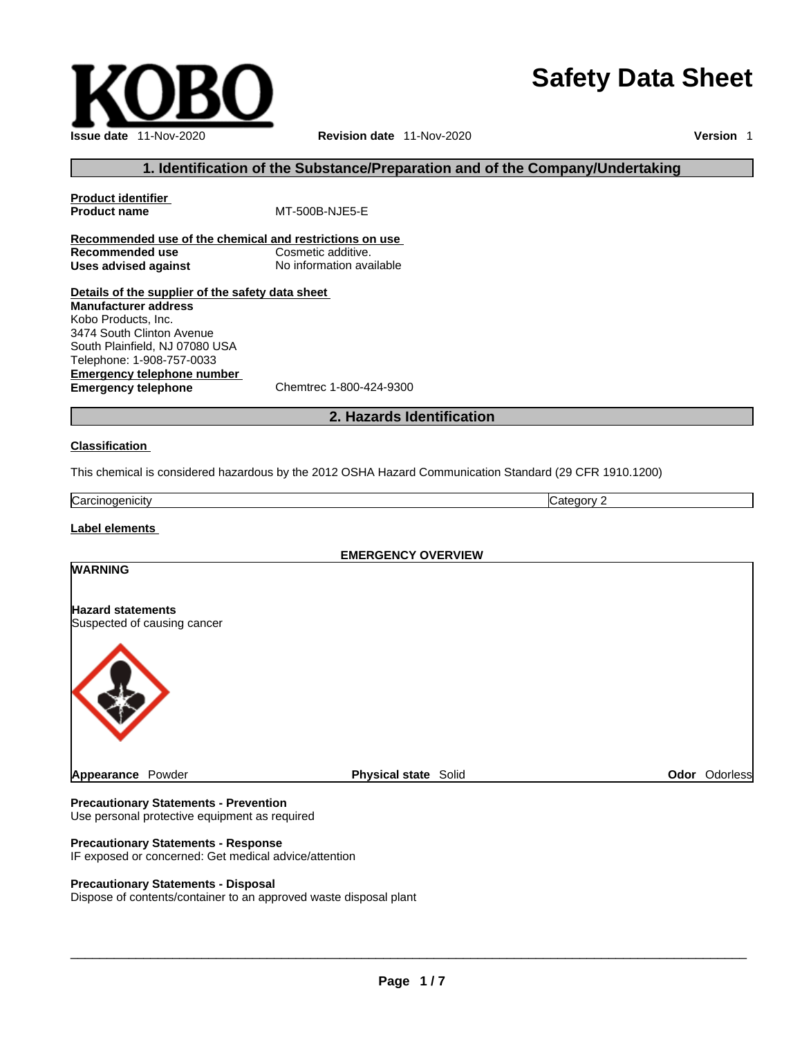# Safety Data Sheet

**Issue date** 11-Nov-2020 **Revision date** 11-Nov-2020 **Version** 1

## 1. Identification of the Substance/Preparation and of the Company/Undertaking

**Product identifier**

**Product name** MT-500B-NJE5-E

**Recommended use of the chemical and restrictions on use**

**Recommended use** Cosmetic additive.

**Uses advised against** No information available

**Details of the supplier of the safety data sheet**

**Manufacturer address**
Kobo Products, Inc.
3474 South Clinton Avenue
South Plainfield, NJ 07080 USA
Telephone: 1-908-757-0033

**Emergency telephone number**

**Emergency telephone** Chemtrec 1-800-424-9300

## 2. Hazards Identification

**Classification**

This chemical is considered hazardous by the 2012 OSHA Hazard Communication Standard (29 CFR 1910.1200)

| Carcinogenicity | Category 2 |
|---|---|

**Label elements**

**EMERGENCY OVERVIEW**

**WARNING**

**Hazard statements**
Suspected of causing cancer

**Appearance** Powder **Physical state** Solid **Odor** Odorless

**Precautionary Statements - Prevention**
Use personal protective equipment as required

**Precautionary Statements - Response**
IF exposed or concerned: Get medical advice/attention

**Precautionary Statements - Disposal**
Dispose of contents/container to an approved waste disposal plant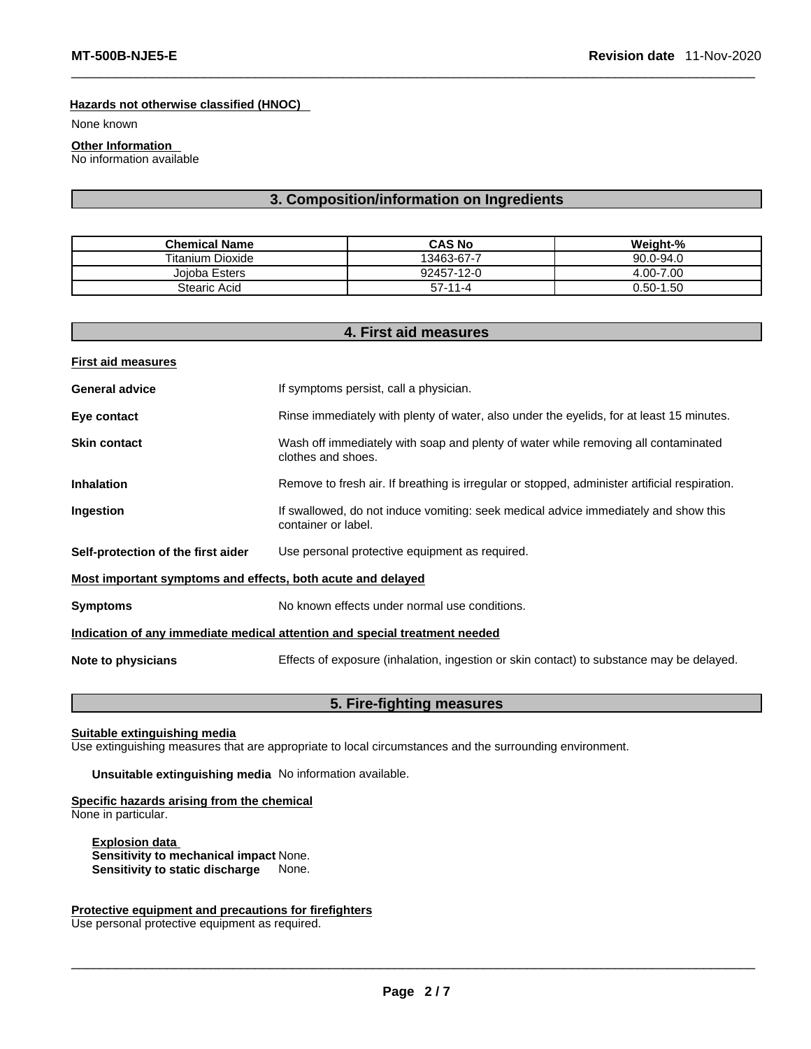**Hazards not otherwise classified (HNOC)**

None known

**Other Information**

No information available

## 3. Composition/information on Ingredients

| Chemical Name | CAS No | Weight-% |
|---|---|---|
| Titanium Dioxide | 13463-67-7 | 90.0-94.0 |
| Jojoba Esters | 92457-12-0 | 4.00-7.00 |
| Stearic Acid | 57-11-4 | 0.50-1.50 |

## 4. First aid measures

**First aid measures**

**General advice** If symptoms persist, call a physician.

**Eye contact** Rinse immediately with plenty of water, also under the eyelids, for at least 15 minutes.

**Skin contact** Wash off immediately with soap and plenty of water while removing all contaminated clothes and shoes.

**Inhalation** Remove to fresh air. If breathing is irregular or stopped, administer artificial respiration.

**Ingestion** If swallowed, do not induce vomiting: seek medical advice immediately and show this container or label.

**Self-protection of the first aider** Use personal protective equipment as required.

**Most important symptoms and effects, both acute and delayed**

**Symptoms** No known effects under normal use conditions.

**Indication of any immediate medical attention and special treatment needed**

**Note to physicians** Effects of exposure (inhalation, ingestion or skin contact) to substance may be delayed.

## 5. Fire-fighting measures

**Suitable extinguishing media**

Use extinguishing measures that are appropriate to local circumstances and the surrounding environment.

**Unsuitable extinguishing media** No information available.

**Specific hazards arising from the chemical**

None in particular.

**Explosion data**

**Sensitivity to mechanical impact** None.

**Sensitivity to static discharge** None.

**Protective equipment and precautions for firefighters**

Use personal protective equipment as required.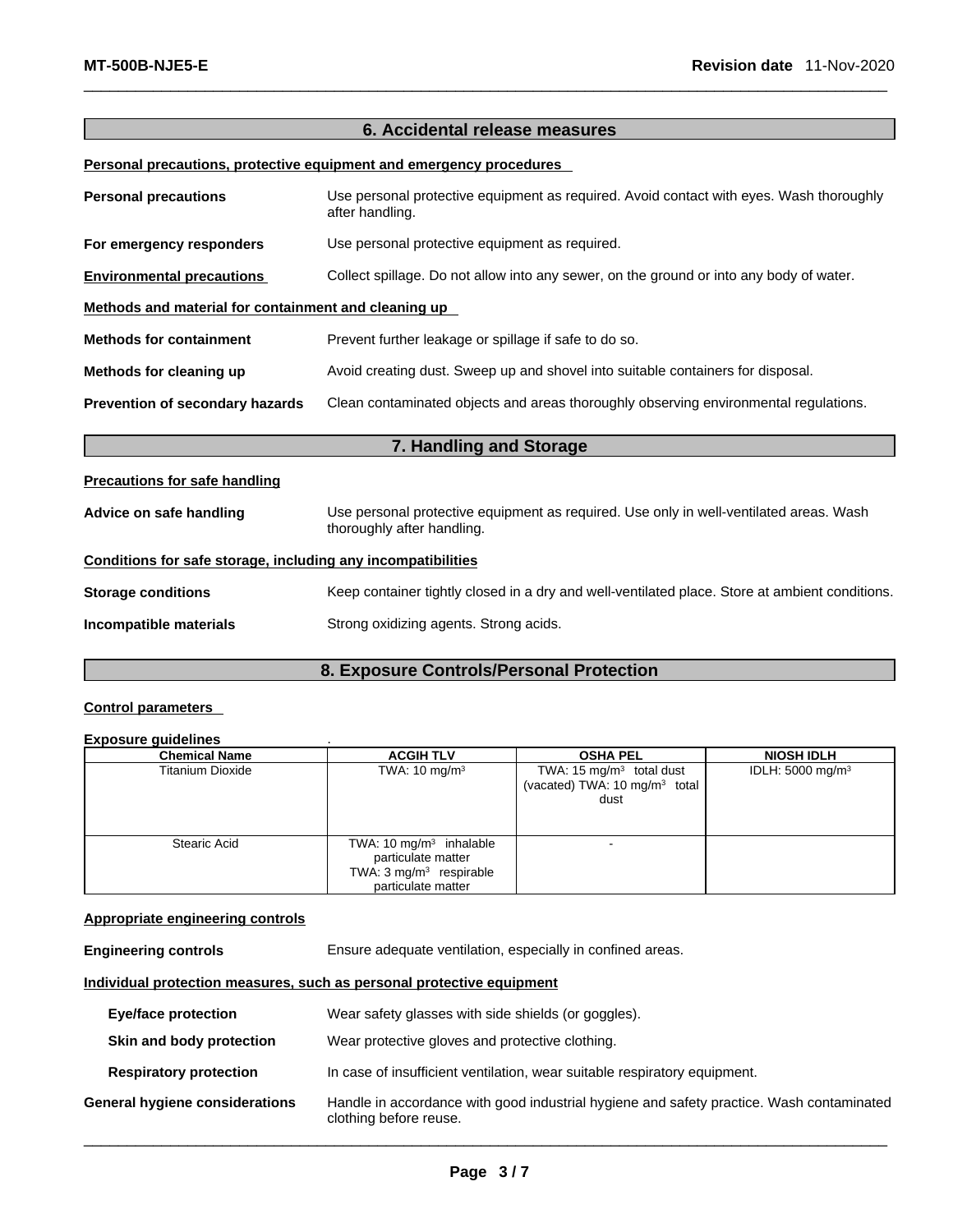## 6. Accidental release measures

**Personal precautions, protective equipment and emergency procedures**

**Personal precautions** Use personal protective equipment as required. Avoid contact with eyes. Wash thoroughly after handling.

**For emergency responders** Use personal protective equipment as required.

**Environmental precautions** Collect spillage. Do not allow into any sewer, on the ground or into any body of water.

**Methods and material for containment and cleaning up**

**Methods for containment** Prevent further leakage or spillage if safe to do so.

**Methods for cleaning up** Avoid creating dust. Sweep up and shovel into suitable containers for disposal.

**Prevention of secondary hazards** Clean contaminated objects and areas thoroughly observing environmental regulations.

## 7. Handling and Storage

**Precautions for safe handling**

**Advice on safe handling** Use personal protective equipment as required. Use only in well-ventilated areas. Wash thoroughly after handling.

**Conditions for safe storage, including any incompatibilities**

**Storage conditions** Keep container tightly closed in a dry and well-ventilated place. Store at ambient conditions.

**Incompatible materials** Strong oxidizing agents. Strong acids.

## 8. Exposure Controls/Personal Protection

**Control parameters**

**Exposure guidelines** .

| Chemical Name | ACGIH TLV | OSHA PEL | NIOSH IDLH |
|---|---|---|---|
| Titanium Dioxide | TWA: 10 mg/m$^3$ | TWA: 15 mg/m$^3$ total dust (vacated) TWA: 10 mg/m$^3$ total dust | IDLH: 5000 mg/m$^3$ |
| Stearic Acid | TWA: 10 mg/m$^3$ inhalable particulate matter TWA: 3 mg/m$^3$ respirable particulate matter | - | |

**Appropriate engineering controls**

**Engineering controls** Ensure adequate ventilation, especially in confined areas.

**Individual protection measures, such as personal protective equipment**

**Eye/face protection** Wear safety glasses with side shields (or goggles).

**Skin and body protection** Wear protective gloves and protective clothing.

**Respiratory protection** In case of insufficient ventilation, wear suitable respiratory equipment.

**General hygiene considerations** Handle in accordance with good industrial hygiene and safety practice. Wash contaminated clothing before reuse.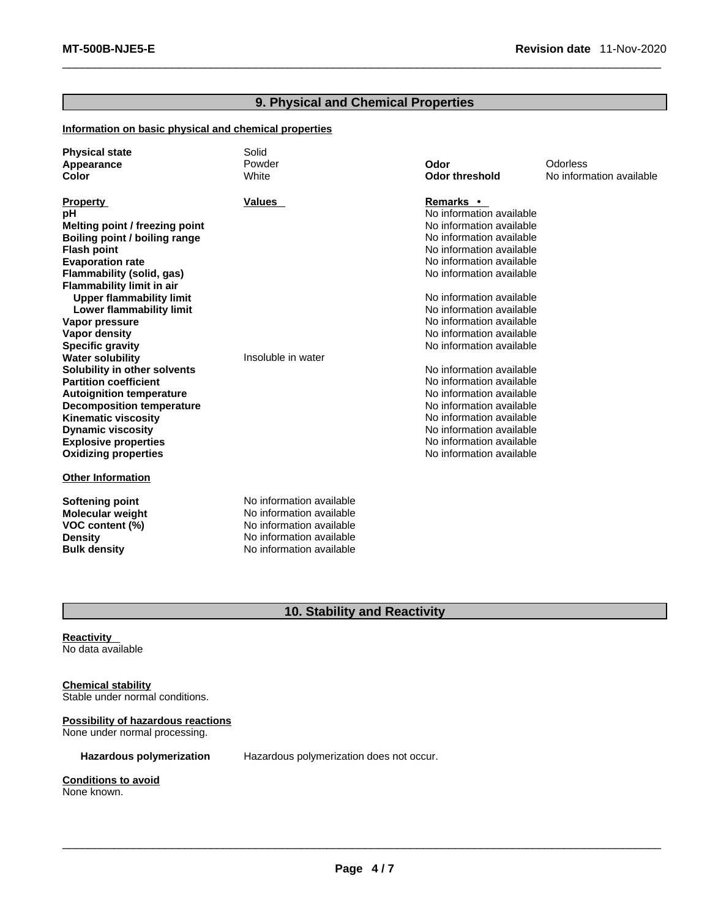## 9. Physical and Chemical Properties

**Information on basic physical and chemical properties**

| | | | |
|---|---|---|---|
| **Physical state** | Solid | | |
| **Appearance** | Powder | **Odor** | Odorless |
| **Color** | White | **Odor threshold** | No information available |

| **Property** | **Values** | **Remarks •** |
|---|---|---|
| **pH** | | No information available |
| **Melting point / freezing point** | | No information available |
| **Boiling point / boiling range** | | No information available |
| **Flash point** | | No information available |
| **Evaporation rate** | | No information available |
| **Flammability (solid, gas)** | | No information available |
| **Flammability limit in air** | | |
| **Upper flammability limit** | | No information available |
| **Lower flammability limit** | | No information available |
| **Vapor pressure** | | No information available |
| **Vapor density** | | No information available |
| **Specific gravity** | | No information available |
| **Water solubility** | Insoluble in water | |
| **Solubility in other solvents** | | No information available |
| **Partition coefficient** | | No information available |
| **Autoignition temperature** | | No information available |
| **Decomposition temperature** | | No information available |
| **Kinematic viscosity** | | No information available |
| **Dynamic viscosity** | | No information available |
| **Explosive properties** | | No information available |
| **Oxidizing properties** | | No information available |

**Other Information**

| | |
|---|---|
| **Softening point** | No information available |
| **Molecular weight** | No information available |
| **VOC content (%)** | No information available |
| **Density** | No information available |
| **Bulk density** | No information available |

## 10. Stability and Reactivity

**Reactivity**
No data available

**Chemical stability**
Stable under normal conditions.

**Possibility of hazardous reactions**
None under normal processing.

**Hazardous polymerization** Hazardous polymerization does not occur.

**Conditions to avoid**
None known.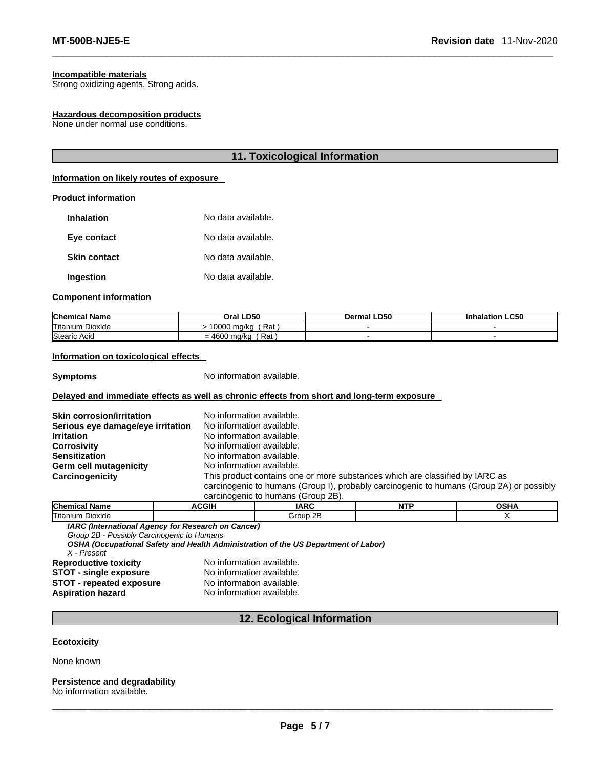**Incompatible materials**
Strong oxidizing agents. Strong acids.

**Hazardous decomposition products**
None under normal use conditions.

## 11. Toxicological Information

**Information on likely routes of exposure**

**Product information**

| | |
|---|---|
| **Inhalation** | No data available. |
| **Eye contact** | No data available. |
| **Skin contact** | No data available. |
| **Ingestion** | No data available. |

**Component information**

| Chemical Name | Oral LD50 | Dermal LD50 | Inhalation LC50 |
|---|---|---|---|
| Titanium Dioxide | > 10000 mg/kg ( Rat ) | - | - |
| Stearic Acid | = 4600 mg/kg ( Rat ) | - | - |

**Information on toxicological effects**

**Symptoms** No information available.

**Delayed and immediate effects as well as chronic effects from short and long-term exposure**

| | |
|---|---|
| **Skin corrosion/irritation** | No information available. |
| **Serious eye damage/eye irritation** | No information available. |
| **Irritation** | No information available. |
| **Corrosivity** | No information available. |
| **Sensitization** | No information available. |
| **Germ cell mutagenicity** | No information available. |
| **Carcinogenicity** | This product contains one or more substances which are classified by IARC as carcinogenic to humans (Group I), probably carcinogenic to humans (Group 2A) or possibly carcinogenic to humans (Group 2B). |

| Chemical Name | ACGIH | IARC | NTP | OSHA |
|---|---|---|---|---|
| Titanium Dioxide | | Group 2B | | X |

***IARC (International Agency for Research on Cancer)***
*Group 2B - Possibly Carcinogenic to Humans*
***OSHA (Occupational Safety and Health Administration of the US Department of Labor)***
*X - Present*

| | |
|---|---|
| **Reproductive toxicity** | No information available. |
| **STOT - single exposure** | No information available. |
| **STOT - repeated exposure** | No information available. |
| **Aspiration hazard** | No information available. |

## 12. Ecological Information

**Ecotoxicity**

None known

**Persistence and degradability**
No information available.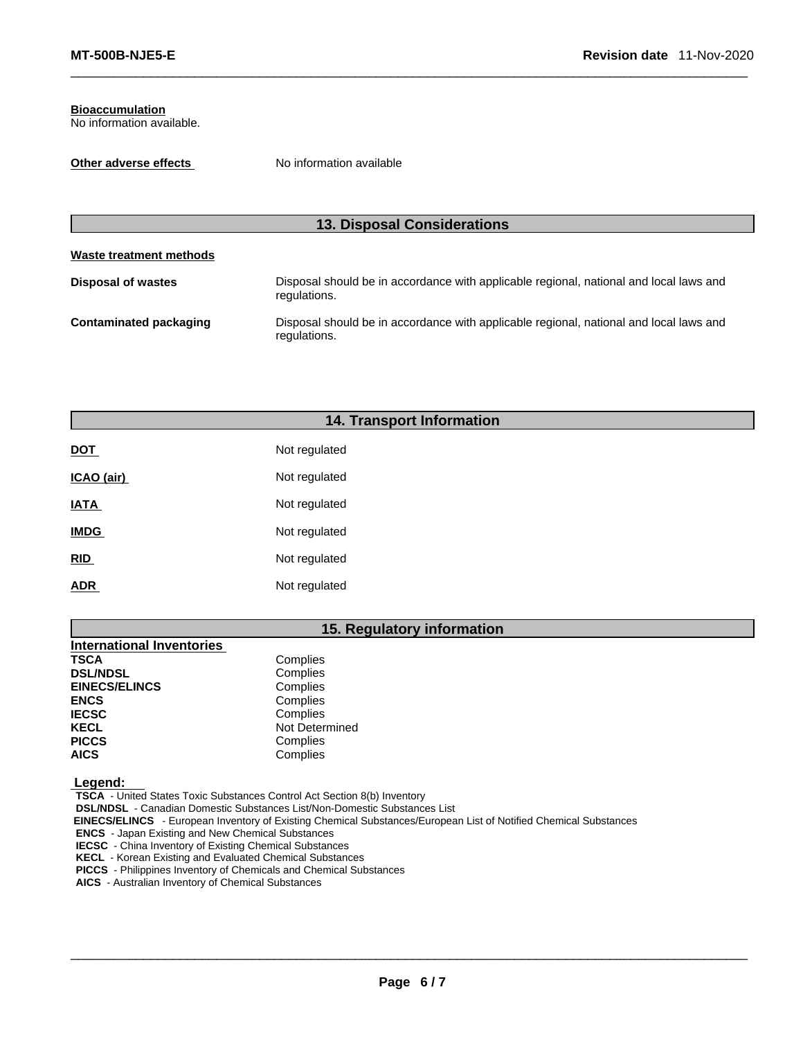**Bioaccumulation**
No information available.

**Other adverse effects** No information available

## 13. Disposal Considerations

**Waste treatment methods**

| | |
|---|---|
| **Disposal of wastes** | Disposal should be in accordance with applicable regional, national and local laws and regulations. |
| **Contaminated packaging** | Disposal should be in accordance with applicable regional, national and local laws and regulations. |

## 14. Transport Information

| | |
|---|---|
| **DOT** | Not regulated |
| **ICAO (air)** | Not regulated |
| **IATA** | Not regulated |
| **IMDG** | Not regulated |
| **RID** | Not regulated |
| **ADR** | Not regulated |

## 15. Regulatory information

**International Inventories**

| | |
|---|---|
| **TSCA** | Complies |
| **DSL/NDSL** | Complies |
| **EINECS/ELINCS** | Complies |
| **ENCS** | Complies |
| **IECSC** | Complies |
| **KECL** | Not Determined |
| **PICCS** | Complies |
| **AICS** | Complies |

**Legend:**

**TSCA** - United States Toxic Substances Control Act Section 8(b) Inventory
**DSL/NDSL** - Canadian Domestic Substances List/Non-Domestic Substances List
**EINECS/ELINCS** - European Inventory of Existing Chemical Substances/European List of Notified Chemical Substances
**ENCS** - Japan Existing and New Chemical Substances
**IECSC** - China Inventory of Existing Chemical Substances
**KECL** - Korean Existing and Evaluated Chemical Substances
**PICCS** - Philippines Inventory of Chemicals and Chemical Substances
**AICS** - Australian Inventory of Chemical Substances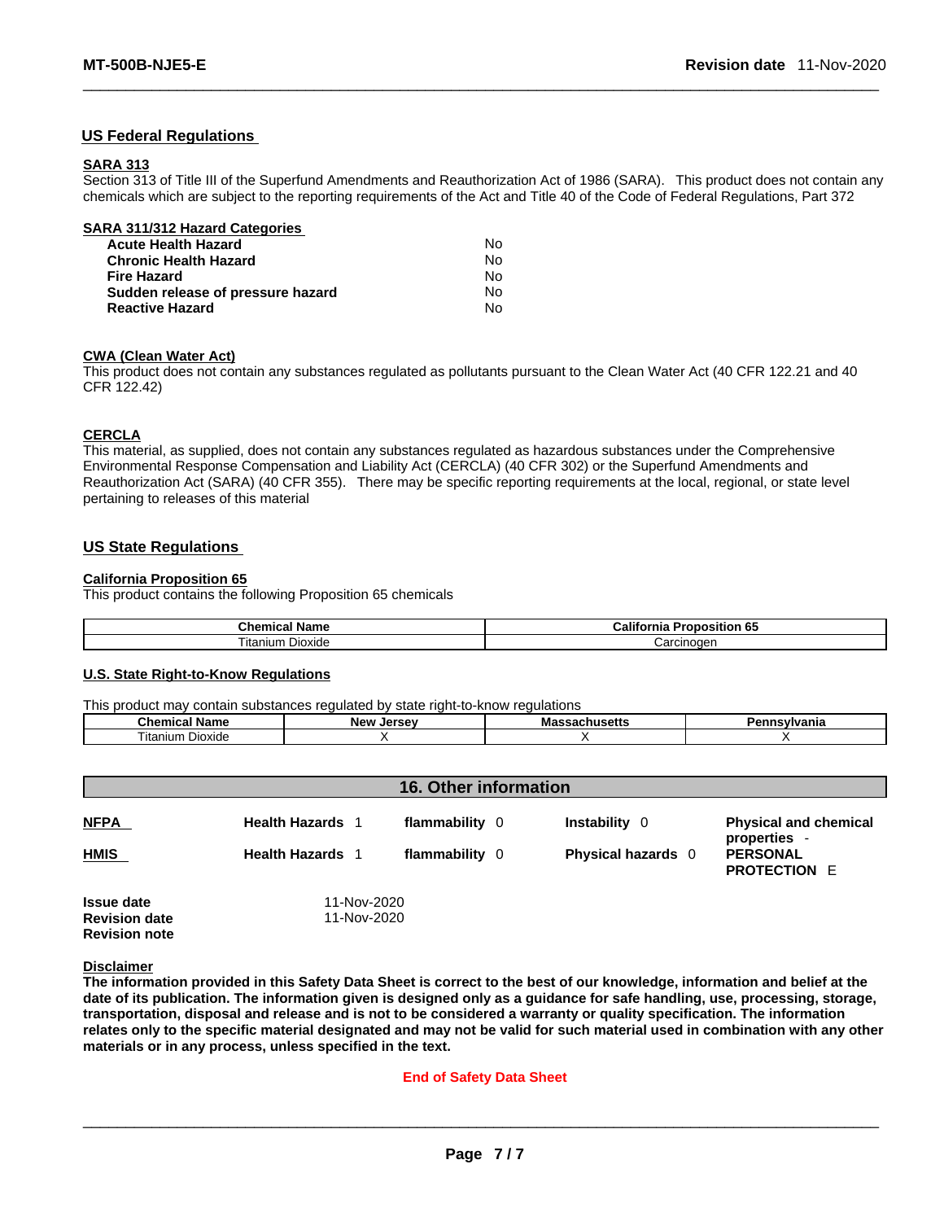## US Federal Regulations

### SARA 313

Section 313 of Title III of the Superfund Amendments and Reauthorization Act of 1986 (SARA). This product does not contain any chemicals which are subject to the reporting requirements of the Act and Title 40 of the Code of Federal Regulations, Part 372

### SARA 311/312 Hazard Categories

| | |
|---|---|
| **Acute Health Hazard** | No |
| **Chronic Health Hazard** | No |
| **Fire Hazard** | No |
| **Sudden release of pressure hazard** | No |
| **Reactive Hazard** | No |

### CWA (Clean Water Act)

This product does not contain any substances regulated as pollutants pursuant to the Clean Water Act (40 CFR 122.21 and 40 CFR 122.42)

### CERCLA

This material, as supplied, does not contain any substances regulated as hazardous substances under the Comprehensive Environmental Response Compensation and Liability Act (CERCLA) (40 CFR 302) or the Superfund Amendments and Reauthorization Act (SARA) (40 CFR 355). There may be specific reporting requirements at the local, regional, or state level pertaining to releases of this material

## US State Regulations

### California Proposition 65

This product contains the following Proposition 65 chemicals

| Chemical Name | California Proposition 65 |
|---|---|
| Titanium Dioxide | Carcinogen |

### U.S. State Right-to-Know Regulations

This product may contain substances regulated by state right-to-know regulations

| Chemical Name | New Jersey | Massachusetts | Pennsylvania |
|---|---|---|---|
| Titanium Dioxide | X | X | X |

## 16. Other information

| | | | | |
|---|---|---|---|---|
| **NFPA** | **Health Hazards** 1 | **flammability** 0 | **Instability** 0 | **Physical and chemical properties** - |
| **HMIS** | **Health Hazards** 1 | **flammability** 0 | **Physical hazards** 0 | **PERSONAL PROTECTION** E |

**Issue date** 11-Nov-2020
**Revision date** 11-Nov-2020
**Revision note**

### Disclaimer

**The information provided in this Safety Data Sheet is correct to the best of our knowledge, information and belief at the date of its publication. The information given is designed only as a guidance for safe handling, use, processing, storage, transportation, disposal and release and is not to be considered a warranty or quality specification. The information relates only to the specific material designated and may not be valid for such material used in combination with any other materials or in any process, unless specified in the text.**

**End of Safety Data Sheet**